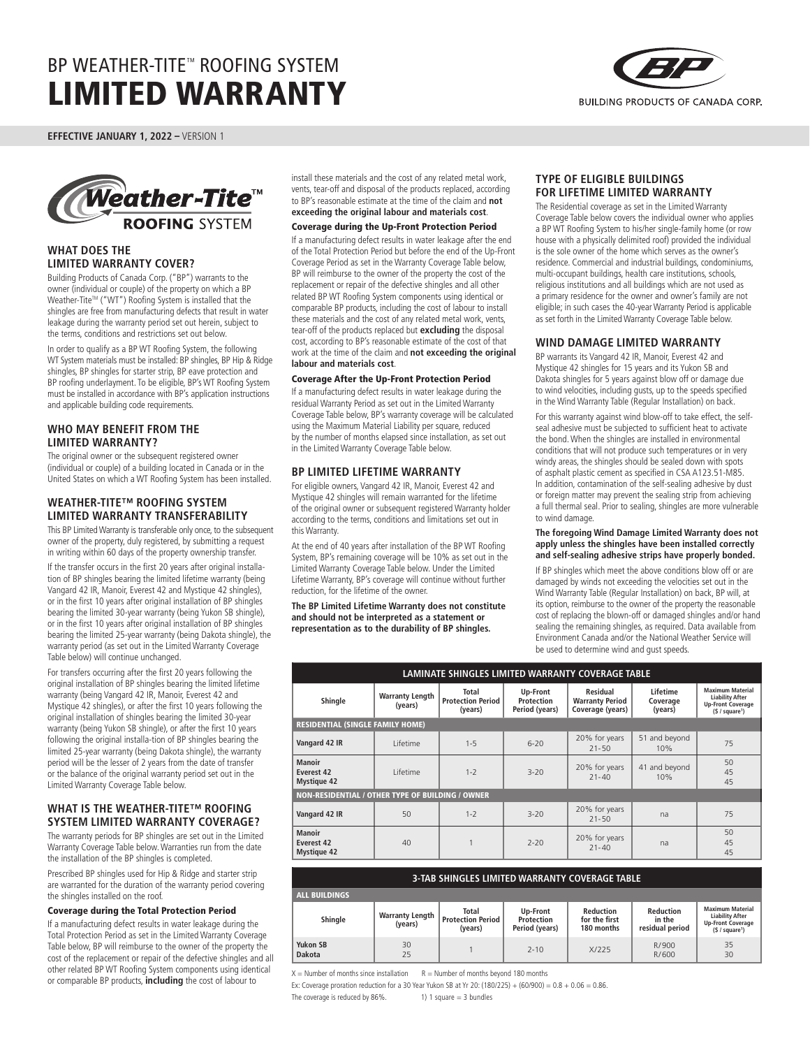# BP WEATHER-TITE™ ROOFING SYSTEM
# LIMITED WARRANTY

BUILDING PRODUCTS OF CANADA CORP.

**EFFECTIVE JANUARY 1, 2022 –** VERSION 1

Weather-Tite™ ROOFING SYSTEM

## WHAT DOES THE LIMITED WARRANTY COVER?

Building Products of Canada Corp. ("BP") warrants to the owner (individual or couple) of the property on which a BP Weather-Tite™ ("WT") Roofing System is installed that the shingles are free from manufacturing defects that result in water leakage during the warranty period set out herein, subject to the terms, conditions and restrictions set out below.

In order to qualify as a BP WT Roofing System, the following WT System materials must be installed: BP shingles, BP Hip & Ridge shingles, BP shingles for starter strip, BP eave protection and BP roofing underlayment. To be eligible, BP's WT Roofing System must be installed in accordance with BP's application instructions and applicable building code requirements.

## WHO MAY BENEFIT FROM THE LIMITED WARRANTY?

The original owner or the subsequent registered owner (individual or couple) of a building located in Canada or in the United States on which a WT Roofing System has been installed.

## WEATHER-TITE™ ROOFING SYSTEM LIMITED WARRANTY TRANSFERABILITY

This BP Limited Warranty is transferable only once, to the subsequent owner of the property, duly registered, by submitting a request in writing within 60 days of the property ownership transfer.

If the transfer occurs in the first 20 years after original installation of BP shingles bearing the limited lifetime warranty (being Vangard 42 IR, Manoir, Everest 42 and Mystique 42 shingles), or in the first 10 years after original installation of BP shingles bearing the limited 30-year warranty (being Yukon SB shingle), or in the first 10 years after original installation of BP shingles bearing the limited 25-year warranty (being Dakota shingle), the warranty period (as set out in the Limited Warranty Coverage Table below) will continue unchanged.

For transfers occurring after the first 20 years following the original installation of BP shingles bearing the limited lifetime warranty (being Vangard 42 IR, Manoir, Everest 42 and Mystique 42 shingles), or after the first 10 years following the original installation of shingles bearing the limited 30-year warranty (being Yukon SB shingle), or after the first 10 years following the original installa-tion of BP shingles bearing the limited 25-year warranty (being Dakota shingle), the warranty period will be the lesser of 2 years from the date of transfer or the balance of the original warranty period set out in the Limited Warranty Coverage Table below.

## WHAT IS THE WEATHER-TITE™ ROOFING SYSTEM LIMITED WARRANTY COVERAGE?

The warranty periods for BP shingles are set out in the Limited Warranty Coverage Table below. Warranties run from the date the installation of the BP shingles is completed.

Prescribed BP shingles used for Hip & Ridge and starter strip are warranted for the duration of the warranty period covering the shingles installed on the roof.

### Coverage during the Total Protection Period

If a manufacturing defect results in water leakage during the Total Protection Period as set in the Limited Warranty Coverage Table below, BP will reimburse to the owner of the property the cost of the replacement or repair of the defective shingles and all other related BP WT Roofing System components using identical or comparable BP products, **including** the cost of labour to install these materials and the cost of any related metal work, vents, tear-off and disposal of the products replaced, according to BP's reasonable estimate at the time of the claim and **not exceeding the original labour and materials cost**.

### Coverage during the Up-Front Protection Period

If a manufacturing defect results in water leakage after the end of the Total Protection Period but before the end of the Up-Front Coverage Period as set in the Warranty Coverage Table below, BP will reimburse to the owner of the property the cost of the replacement or repair of the defective shingles and all other related BP WT Roofing System components using identical or comparable BP products, including the cost of labour to install these materials and the cost of any related metal work, vents, tear-off of the products replaced but **excluding** the disposal cost, according to BP's reasonable estimate of the cost of that work at the time of the claim and **not exceeding the original labour and materials cost**.

### Coverage After the Up-Front Protection Period

If a manufacturing defect results in water leakage during the residual Warranty Period as set out in the Limited Warranty Coverage Table below, BP's warranty coverage will be calculated using the Maximum Material Liability per square, reduced by the number of months elapsed since installation, as set out in the Limited Warranty Coverage Table below.

## BP LIMITED LIFETIME WARRANTY

For eligible owners, Vangard 42 IR, Manoir, Everest 42 and Mystique 42 shingles will remain warranted for the lifetime of the original owner or subsequent registered Warranty holder according to the terms, conditions and limitations set out in this Warranty.

At the end of 40 years after installation of the BP WT Roofing System, BP's remaining coverage will be 10% as set out in the Limited Warranty Coverage Table below. Under the Limited Lifetime Warranty, BP's coverage will continue without further reduction, for the lifetime of the owner.

**The BP Limited Lifetime Warranty does not constitute and should not be interpreted as a statement or representation as to the durability of BP shingles.**

## TYPE OF ELIGIBLE BUILDINGS FOR LIFETIME LIMITED WARRANTY

The Residential coverage as set in the Limited Warranty Coverage Table below covers the individual owner who applies a BP WT Roofing System to his/her single-family home (or row house with a physically delimited roof) provided the individual is the sole owner of the home which serves as the owner's residence. Commercial and industrial buildings, condominiums, multi-occupant buildings, health care institutions, schools, religious institutions and all buildings which are not used as a primary residence for the owner and owner's family are not eligible; in such cases the 40-year Warranty Period is applicable as set forth in the Limited Warranty Coverage Table below.

## WIND DAMAGE LIMITED WARRANTY

BP warrants its Vangard 42 IR, Manoir, Everest 42 and Mystique 42 shingles for 15 years and its Yukon SB and Dakota shingles for 5 years against blow off or damage due to wind velocities, including gusts, up to the speeds specified in the Wind Warranty Table (Regular Installation) on back.

For this warranty against wind blow-off to take effect, the self-seal adhesive must be subjected to sufficient heat to activate the bond. When the shingles are installed in environmental conditions that will not produce such temperatures or in very windy areas, the shingles should be sealed down with spots of asphalt plastic cement as specified in CSA A123.51-M85. In addition, contamination of the self-sealing adhesive by dust or foreign matter may prevent the sealing strip from achieving a full thermal seal. Prior to sealing, shingles are more vulnerable to wind damage.

**The foregoing Wind Damage Limited Warranty does not apply unless the shingles have been installed correctly and self-sealing adhesive strips have properly bonded.**

If BP shingles which meet the above conditions blow off or are damaged by winds not exceeding the velocities set out in the Wind Warranty Table (Regular Installation) on back, BP will, at its option, reimburse to the owner of the property the reasonable cost of replacing the blown-off or damaged shingles and/or hand sealing the remaining shingles, as required. Data available from Environment Canada and/or the National Weather Service will be used to determine wind and gust speeds.

**LAMINATE SHINGLES LIMITED WARRANTY COVERAGE TABLE**

| Shingle | Warranty Length (years) | Total Protection Period (years) | Up-Front Protection Period (years) | Residual Warranty Period Coverage (years) | Lifetime Coverage (years) | Maximum Material Liability After Up-Front Coverage ($ / square[1]) |
|---|---|---|---|---|---|---|
| **RESIDENTIAL (SINGLE FAMILY HOME)** | | | | | | |
| **Vangard 42 IR** | Lifetime | 1-5 | 6-20 | 20% for years 21-50 | 51 and beyond 10% | 75 |
| **Manoir**<br>**Everest 42**<br>**Mystique 42** | Lifetime | 1-2 | 3-20 | 20% for years 21-40 | 41 and beyond 10% | 50<br>45<br>45 |
| **NON-RESIDENTIAL / OTHER TYPE OF BUILDING / OWNER** | | | | | | |
| **Vangard 42 IR** | 50 | 1-2 | 3-20 | 20% for years 21-50 | na | 75 |
| **Manoir**<br>**Everest 42**<br>**Mystique 42** | 40 | 1 | 2-20 | 20% for years 21-40 | na | 50<br>45<br>45 |

**3-TAB SHINGLES LIMITED WARRANTY COVERAGE TABLE**

| Shingle | Warranty Length (years) | Total Protection Period (years) | Up-Front Protection Period (years) | Reduction for the first 180 months | Reduction in the residual period | Maximum Material Liability After Up-Front Coverage ($ / square[1]) |
|---|---|---|---|---|---|---|
| **ALL BUILDINGS** | | | | | | |
| **Yukon SB**<br>**Dakota** | 30<br>25 | 1 | 2-10 | X/225 | R/900<br>R/600 | 35<br>30 |

X = Number of months since installation    R = Number of months beyond 180 months

Ex: Coverage proration reduction for a 30 Year Yukon SB at Yr 20: (180/225) + (60/900) = 0.8 + 0.06 = 0.86.

The coverage is reduced by 86%.    1) 1 square = 3 bundles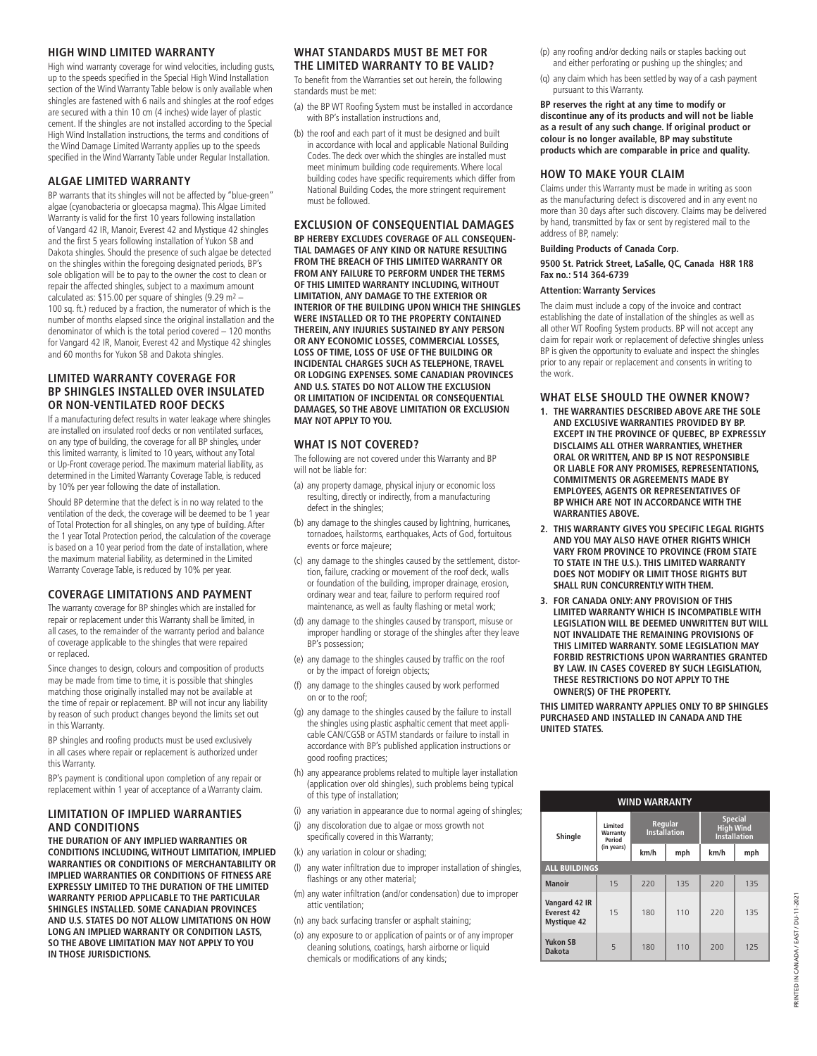## HIGH WIND LIMITED WARRANTY

High wind warranty coverage for wind velocities, including gusts, up to the speeds specified in the Special High Wind Installation section of the Wind Warranty Table below is only available when shingles are fastened with 6 nails and shingles at the roof edges are secured with a thin 10 cm (4 inches) wide layer of plastic cement. If the shingles are not installed according to the Special High Wind Installation instructions, the terms and conditions of the Wind Damage Limited Warranty applies up to the speeds specified in the Wind Warranty Table under Regular Installation.

## ALGAE LIMITED WARRANTY

BP warrants that its shingles will not be affected by "blue-green" algae (cyanobacteria or gloecapsa magma). This Algae Limited Warranty is valid for the first 10 years following installation of Vangard 42 IR, Manoir, Everest 42 and Mystique 42 shingles and the first 5 years following installation of Yukon SB and Dakota shingles. Should the presence of such algae be detected on the shingles within the foregoing designated periods, BP's sole obligation will be to pay to the owner the cost to clean or repair the affected shingles, subject to a maximum amount calculated as: $15.00 per square of shingles (9.29 m² – 100 sq. ft.) reduced by a fraction, the numerator of which is the number of months elapsed since the original installation and the denominator of which is the total period covered – 120 months for Vangard 42 IR, Manoir, Everest 42 and Mystique 42 shingles and 60 months for Yukon SB and Dakota shingles.

## LIMITED WARRANTY COVERAGE FOR BP SHINGLES INSTALLED OVER INSULATED OR NON-VENTILATED ROOF DECKS

If a manufacturing defect results in water leakage where shingles are installed on insulated roof decks or non ventilated surfaces, on any type of building, the coverage for all BP shingles, under this limited warranty, is limited to 10 years, without any Total or Up-Front coverage period. The maximum material liability, as determined in the Limited Warranty Coverage Table, is reduced by 10% per year following the date of installation.

Should BP determine that the defect is in no way related to the ventilation of the deck, the coverage will be deemed to be 1 year of Total Protection for all shingles, on any type of building. After the 1 year Total Protection period, the calculation of the coverage is based on a 10 year period from the date of installation, where the maximum material liability, as determined in the Limited Warranty Coverage Table, is reduced by 10% per year.

## COVERAGE LIMITATIONS AND PAYMENT

The warranty coverage for BP shingles which are installed for repair or replacement under this Warranty shall be limited, in all cases, to the remainder of the warranty period and balance of coverage applicable to the shingles that were repaired or replaced.

Since changes to design, colours and composition of products may be made from time to time, it is possible that shingles matching those originally installed may not be available at the time of repair or replacement. BP will not incur any liability by reason of such product changes beyond the limits set out in this Warranty.

BP shingles and roofing products must be used exclusively in all cases where repair or replacement is authorized under this Warranty.

BP's payment is conditional upon completion of any repair or replacement within 1 year of acceptance of a Warranty claim.

## LIMITATION OF IMPLIED WARRANTIES AND CONDITIONS

**THE DURATION OF ANY IMPLIED WARRANTIES OR CONDITIONS INCLUDING, WITHOUT LIMITATION, IMPLIED WARRANTIES OR CONDITIONS OF MERCHANTABILITY OR IMPLIED WARRANTIES OR CONDITIONS OF FITNESS ARE EXPRESSLY LIMITED TO THE DURATION OF THE LIMITED WARRANTY PERIOD APPLICABLE TO THE PARTICULAR SHINGLES INSTALLED. SOME CANADIAN PROVINCES AND U.S. STATES DO NOT ALLOW LIMITATIONS ON HOW LONG AN IMPLIED WARRANTY OR CONDITION LASTS, SO THE ABOVE LIMITATION MAY NOT APPLY TO YOU IN THOSE JURISDICTIONS.**

## WHAT STANDARDS MUST BE MET FOR THE LIMITED WARRANTY TO BE VALID?

To benefit from the Warranties set out herein, the following standards must be met:

(a) the BP WT Roofing System must be installed in accordance with BP's installation instructions and,

(b) the roof and each part of it must be designed and built in accordance with local and applicable National Building Codes. The deck over which the shingles are installed must meet minimum building code requirements. Where local building codes have specific requirements which differ from National Building Codes, the more stringent requirement must be followed.

## EXCLUSION OF CONSEQUENTIAL DAMAGES

**BP HEREBY EXCLUDES COVERAGE OF ALL CONSEQUENTIAL DAMAGES OF ANY KIND OR NATURE RESULTING FROM THE BREACH OF THIS LIMITED WARRANTY OR FROM ANY FAILURE TO PERFORM UNDER THE TERMS OF THIS LIMITED WARRANTY INCLUDING, WITHOUT LIMITATION, ANY DAMAGE TO THE EXTERIOR OR INTERIOR OF THE BUILDING UPON WHICH THE SHINGLES WERE INSTALLED OR TO THE PROPERTY CONTAINED THEREIN, ANY INJURIES SUSTAINED BY ANY PERSON OR ANY ECONOMIC LOSSES, COMMERCIAL LOSSES, LOSS OF TIME, LOSS OF USE OF THE BUILDING OR INCIDENTAL CHARGES SUCH AS TELEPHONE, TRAVEL OR LODGING EXPENSES. SOME CANADIAN PROVINCES AND U.S. STATES DO NOT ALLOW THE EXCLUSION OR LIMITATION OF INCIDENTAL OR CONSEQUENTIAL DAMAGES, SO THE ABOVE LIMITATION OR EXCLUSION MAY NOT APPLY TO YOU.**

## WHAT IS NOT COVERED?

The following are not covered under this Warranty and BP will not be liable for:

(a) any property damage, physical injury or economic loss resulting, directly or indirectly, from a manufacturing defect in the shingles;

(b) any damage to the shingles caused by lightning, hurricanes, tornadoes, hailstorms, earthquakes, Acts of God, fortuitous events or force majeure;

(c) any damage to the shingles caused by the settlement, distortion, failure, cracking or movement of the roof deck, walls or foundation of the building, improper drainage, erosion, ordinary wear and tear, failure to perform required roof maintenance, as well as faulty flashing or metal work;

(d) any damage to the shingles caused by transport, misuse or improper handling or storage of the shingles after they leave BP's possession;

(e) any damage to the shingles caused by traffic on the roof or by the impact of foreign objects;

(f) any damage to the shingles caused by work performed on or to the roof;

(g) any damage to the shingles caused by the failure to install the shingles using plastic asphaltic cement that meet applicable CAN/CGSB or ASTM standards or failure to install in accordance with BP's published application instructions or good roofing practices;

(h) any appearance problems related to multiple layer installation (application over old shingles), such problems being typical of this type of installation;

(i) any variation in appearance due to normal ageing of shingles;

(j) any discoloration due to algae or moss growth not specifically covered in this Warranty;

(k) any variation in colour or shading;

(l) any water infiltration due to improper installation of shingles, flashings or any other material;

(m) any water infiltration (and/or condensation) due to improper attic ventilation;

(n) any back surfacing transfer or asphalt staining;

(o) any exposure to or application of paints or of any improper cleaning solutions, coatings, harsh airborne or liquid chemicals or modifications of any kinds;

(p) any roofing and/or decking nails or staples backing out and either perforating or pushing up the shingles; and

(q) any claim which has been settled by way of a cash payment pursuant to this Warranty.

**BP reserves the right at any time to modify or discontinue any of its products and will not be liable as a result of any such change. If original product or colour is no longer available, BP may substitute products which are comparable in price and quality.**

## HOW TO MAKE YOUR CLAIM

Claims under this Warranty must be made in writing as soon as the manufacturing defect is discovered and in any event no more than 30 days after such discovery. Claims may be delivered by hand, transmitted by fax or sent by registered mail to the address of BP, namely:

**Building Products of Canada Corp.**

**9500 St. Patrick Street, LaSalle, QC, Canada H8R 1R8**
**Fax no.: 514 364-6739**

**Attention: Warranty Services**

The claim must include a copy of the invoice and contract establishing the date of installation of the shingles as well as all other WT Roofing System products. BP will not accept any claim for repair work or replacement of defective shingles unless BP is given the opportunity to evaluate and inspect the shingles prior to any repair or replacement and consents in writing to the work.

## WHAT ELSE SHOULD THE OWNER KNOW?

1. **THE WARRANTIES DESCRIBED ABOVE ARE THE SOLE AND EXCLUSIVE WARRANTIES PROVIDED BY BP. EXCEPT IN THE PROVINCE OF QUEBEC, BP EXPRESSLY DISCLAIMS ALL OTHER WARRANTIES, WHETHER ORAL OR WRITTEN, AND BP IS NOT RESPONSIBLE OR LIABLE FOR ANY PROMISES, REPRESENTATIONS, COMMITMENTS OR AGREEMENTS MADE BY EMPLOYEES, AGENTS OR REPRESENTATIVES OF BP WHICH ARE NOT IN ACCORDANCE WITH THE WARRANTIES ABOVE.**
2. **THIS WARRANTY GIVES YOU SPECIFIC LEGAL RIGHTS AND YOU MAY ALSO HAVE OTHER RIGHTS WHICH VARY FROM PROVINCE TO PROVINCE (FROM STATE TO STATE IN THE U.S.). THIS LIMITED WARRANTY DOES NOT MODIFY OR LIMIT THOSE RIGHTS BUT SHALL RUN CONCURRENTLY WITH THEM.**
3. **FOR CANADA ONLY: ANY PROVISION OF THIS LIMITED WARRANTY WHICH IS INCOMPATIBLE WITH LEGISLATION WILL BE DEEMED UNWRITTEN BUT WILL NOT INVALIDATE THE REMAINING PROVISIONS OF THIS LIMITED WARRANTY. SOME LEGISLATION MAY FORBID RESTRICTIONS UPON WARRANTIES GRANTED BY LAW. IN CASES COVERED BY SUCH LEGISLATION, THESE RESTRICTIONS DO NOT APPLY TO THE OWNER(S) OF THE PROPERTY.**

**THIS LIMITED WARRANTY APPLIES ONLY TO BP SHINGLES PURCHASED AND INSTALLED IN CANADA AND THE UNITED STATES.**

**WIND WARRANTY**

| Shingle | Limited Warranty Period (in years) | Regular Installation | | Special High Wind Installation | |
|---|---|---|---|---|---|
| | | km/h | mph | km/h | mph |
| **ALL BUILDINGS** | | | | | |
| **Manoir** | 15 | 220 | 135 | 220 | 135 |
| **Vangard 42 IR Everest 42 Mystique 42** | 15 | 180 | 110 | 220 | 135 |
| **Yukon SB Dakota** | 5 | 180 | 110 | 200 | 125 |

PRINTED IN CANADA / EAST / DU-11-2021